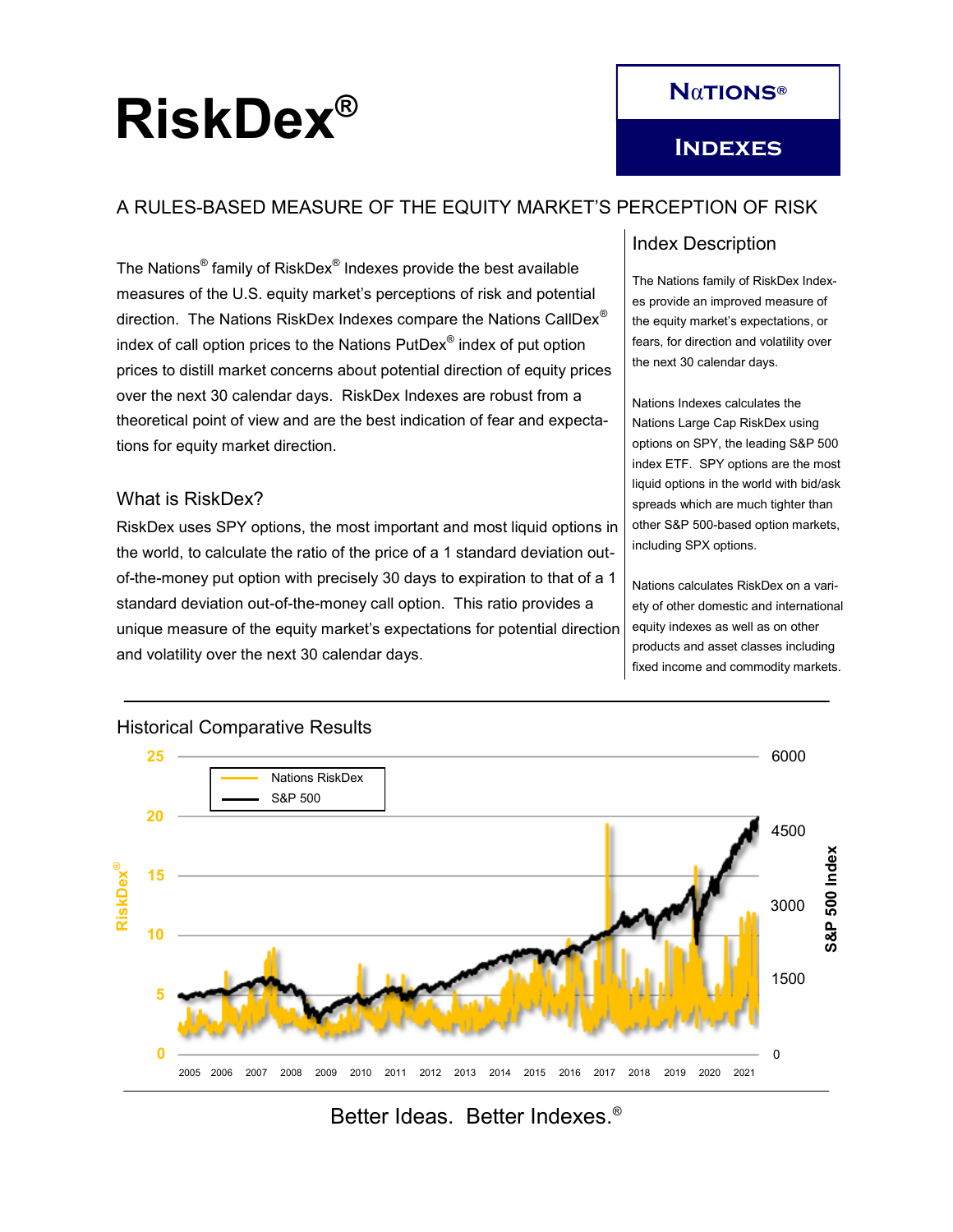# RiskDex®

**NαTIONS®**

**INDEXES**

## A RULES-BASED MEASURE OF THE EQUITY MARKET'S PERCEPTION OF RISK

The Nations® family of RiskDex® Indexes provide the best available measures of the U.S. equity market's perceptions of risk and potential direction. The Nations RiskDex Indexes compare the Nations CallDex® index of call option prices to the Nations PutDex® index of put option prices to distill market concerns about potential direction of equity prices over the next 30 calendar days. RiskDex Indexes are robust from a theoretical point of view and are the best indication of fear and expectations for equity market direction.

### What is RiskDex?

RiskDex uses SPY options, the most important and most liquid options in the world, to calculate the ratio of the price of a 1 standard deviation out-of-the-money put option with precisely 30 days to expiration to that of a 1 standard deviation out-of-the-money call option. This ratio provides a unique measure of the equity market's expectations for potential direction and volatility over the next 30 calendar days.

### Index Description

The Nations family of RiskDex Indexes provide an improved measure of the equity market's expectations, or fears, for direction and volatility over the next 30 calendar days.

Nations Indexes calculates the Nations Large Cap RiskDex using options on SPY, the leading S&P 500 index ETF. SPY options are the most liquid options in the world with bid/ask spreads which are much tighter than other S&P 500-based option markets, including SPX options.

Nations calculates RiskDex on a variety of other domestic and international equity indexes as well as on other products and asset classes including fixed income and commodity markets.

### Historical Comparative Results

Better Ideas. Better Indexes.®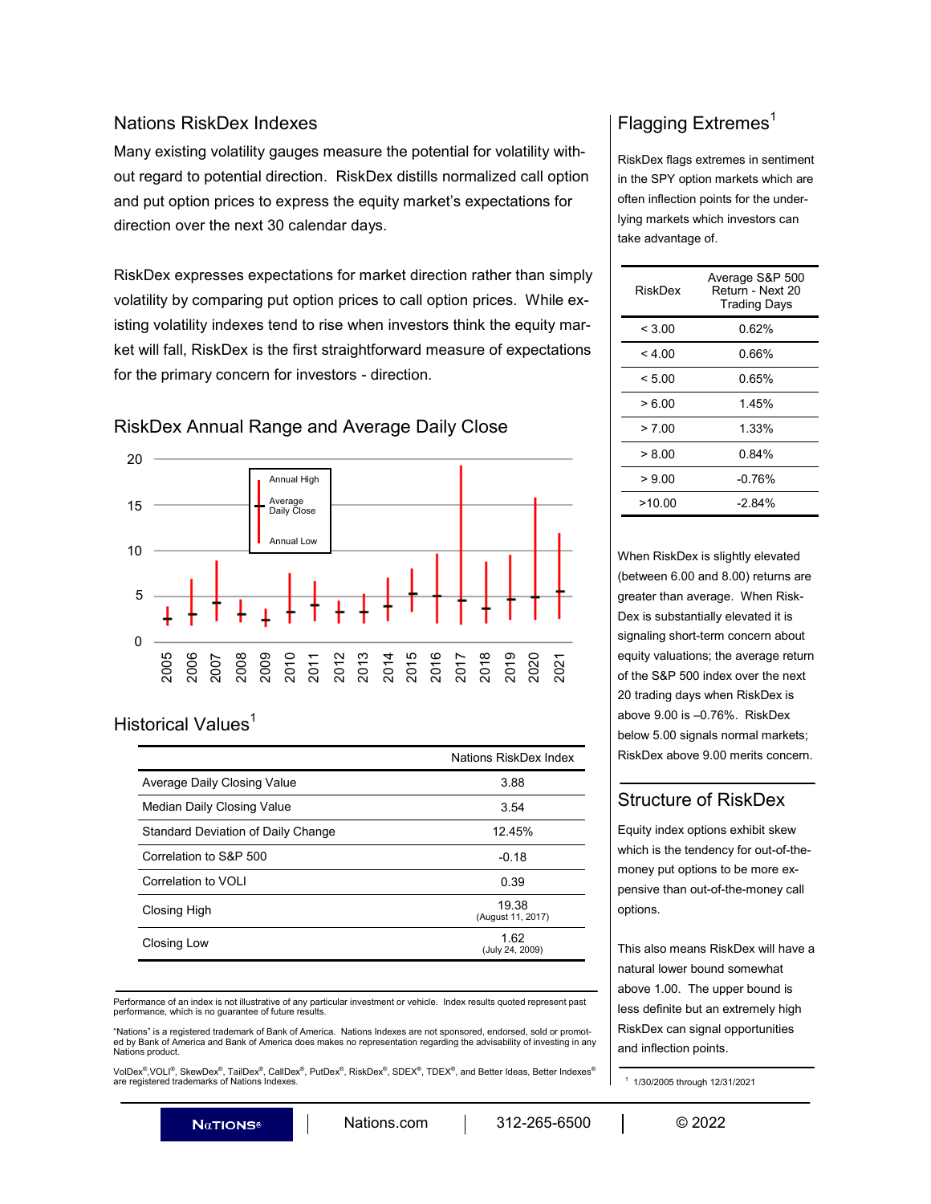## Nations RiskDex Indexes

Many existing volatility gauges measure the potential for volatility without regard to potential direction. RiskDex distills normalized call option and put option prices to express the equity market's expectations for direction over the next 30 calendar days.

RiskDex expresses expectations for market direction rather than simply volatility by comparing put option prices to call option prices. While existing volatility indexes tend to rise when investors think the equity market will fall, RiskDex is the first straightforward measure of expectations for the primary concern for investors - direction.

## RiskDex Annual Range and Average Daily Close

20
15
10
5
0

Annual High
Average Daily Close
Annual Low

2005 2006 2007 2008 2009 2010 2011 2012 2013 2014 2015 2016 2017 2018 2019 2020 2021

## Historical Values[1]

| | Nations RiskDex Index |
|---|---|
| Average Daily Closing Value | 3.88 |
| Median Daily Closing Value | 3.54 |
| Standard Deviation of Daily Change | 12.45% |
| Correlation to S&P 500 | -0.18 |
| Correlation to VOLI | 0.39 |
| Closing High | 19.38 (August 11, 2017) |
| Closing Low | 1.62 (July 24, 2009) |

## Flagging Extremes[1]

RiskDex flags extremes in sentiment in the SPY option markets which are often inflection points for the underlying markets which investors can take advantage of.

| RiskDex | Average S&P 500 Return - Next 20 Trading Days |
|---|---|
| < 3.00 | 0.62% |
| < 4.00 | 0.66% |
| < 5.00 | 0.65% |
| > 6.00 | 1.45% |
| > 7.00 | 1.33% |
| > 8.00 | 0.84% |
| > 9.00 | -0.76% |
| >10.00 | -2.84% |

When RiskDex is slightly elevated (between 6.00 and 8.00) returns are greater than average. When RiskDex is substantially elevated it is signaling short-term concern about equity valuations; the average return of the S&P 500 index over the next 20 trading days when RiskDex is above 9.00 is –0.76%. RiskDex below 5.00 signals normal markets; RiskDex above 9.00 merits concern.

## Structure of RiskDex

Equity index options exhibit skew which is the tendency for out-of-the-money put options to be more expensive than out-of-the-money call options.

This also means RiskDex will have a natural lower bound somewhat above 1.00. The upper bound is less definite but an extremely high RiskDex can signal opportunities and inflection points.

[1] 1/30/2005 through 12/31/2021

Performance of an index is not illustrative of any particular investment or vehicle. Index results quoted represent past performance, which is no guarantee of future results.

"Nations" is a registered trademark of Bank of America. Nations Indexes are not sponsored, endorsed, sold or promoted by Bank of America and Bank of America does makes no representation regarding the advisability of investing in any Nations product.

VolDex®,VOLI®, SkewDex®, TailDex®, CallDex®, PutDex®, RiskDex®, SDEX®, TDEX®, and Better Ideas, Better Indexes® are registered trademarks of Nations Indexes.

NATIONS® | Nations.com | 312-265-6500 | © 2022